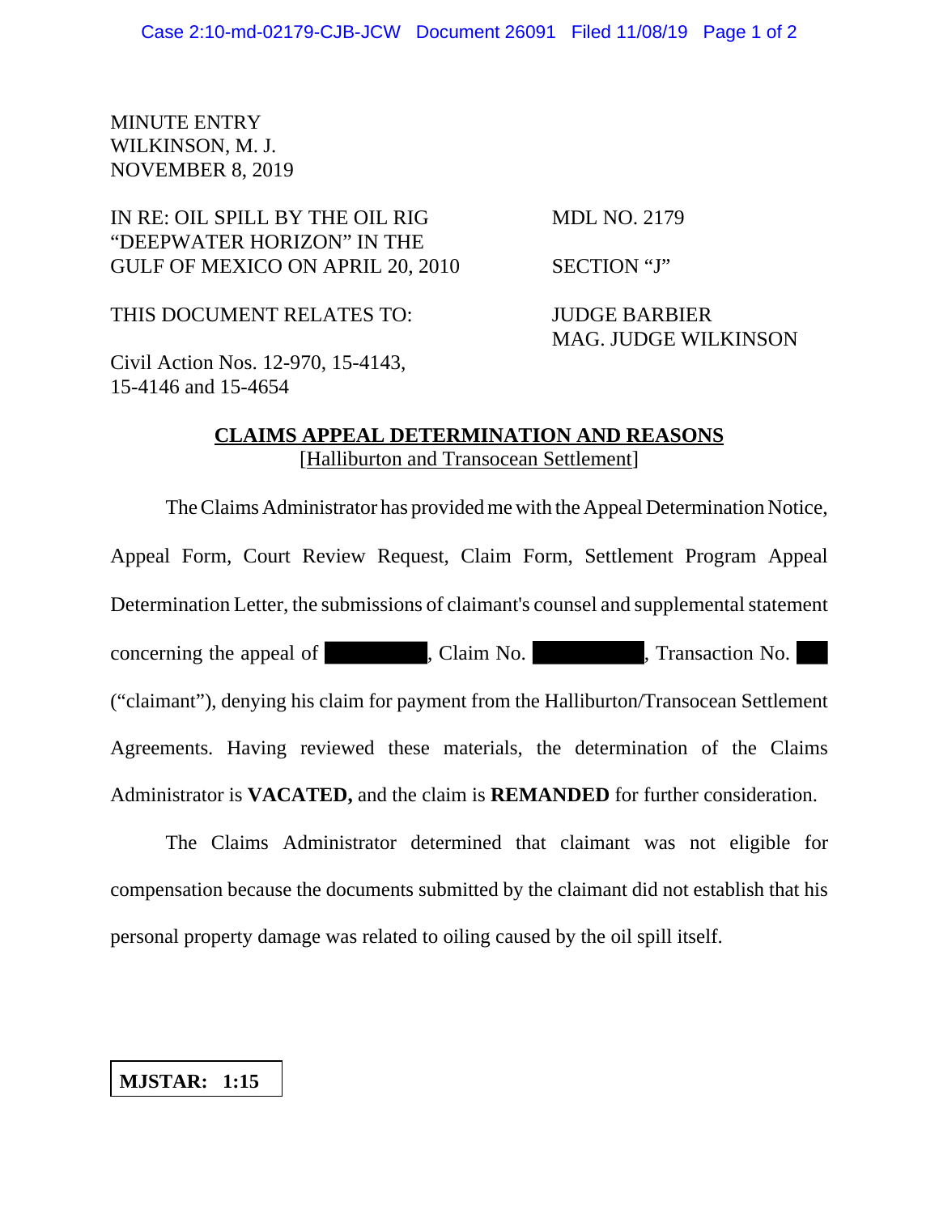MINUTE ENTRY
WILKINSON, M. J.
NOVEMBER 8, 2019

IN RE: OIL SPILL BY THE OIL RIG "DEEPWATER HORIZON" IN THE GULF OF MEXICO ON APRIL 20, 2010

MDL NO. 2179

SECTION "J"

THIS DOCUMENT RELATES TO:

JUDGE BARBIER
MAG. JUDGE WILKINSON

Civil Action Nos. 12-970, 15-4143, 15-4146 and 15-4654

## CLAIMS APPEAL DETERMINATION AND REASONS
[Halliburton and Transocean Settlement]

The Claims Administrator has provided me with the Appeal Determination Notice, Appeal Form, Court Review Request, Claim Form, Settlement Program Appeal Determination Letter, the submissions of claimant's counsel and supplemental statement concerning the appeal of ████████, Claim No. ████████, Transaction No. ███ ("claimant"), denying his claim for payment from the Halliburton/Transocean Settlement Agreements. Having reviewed these materials, the determination of the Claims Administrator is **VACATED,** and the claim is **REMANDED** for further consideration.

The Claims Administrator determined that claimant was not eligible for compensation because the documents submitted by the claimant did not establish that his personal property damage was related to oiling caused by the oil spill itself.

**MJSTAR: 1:15**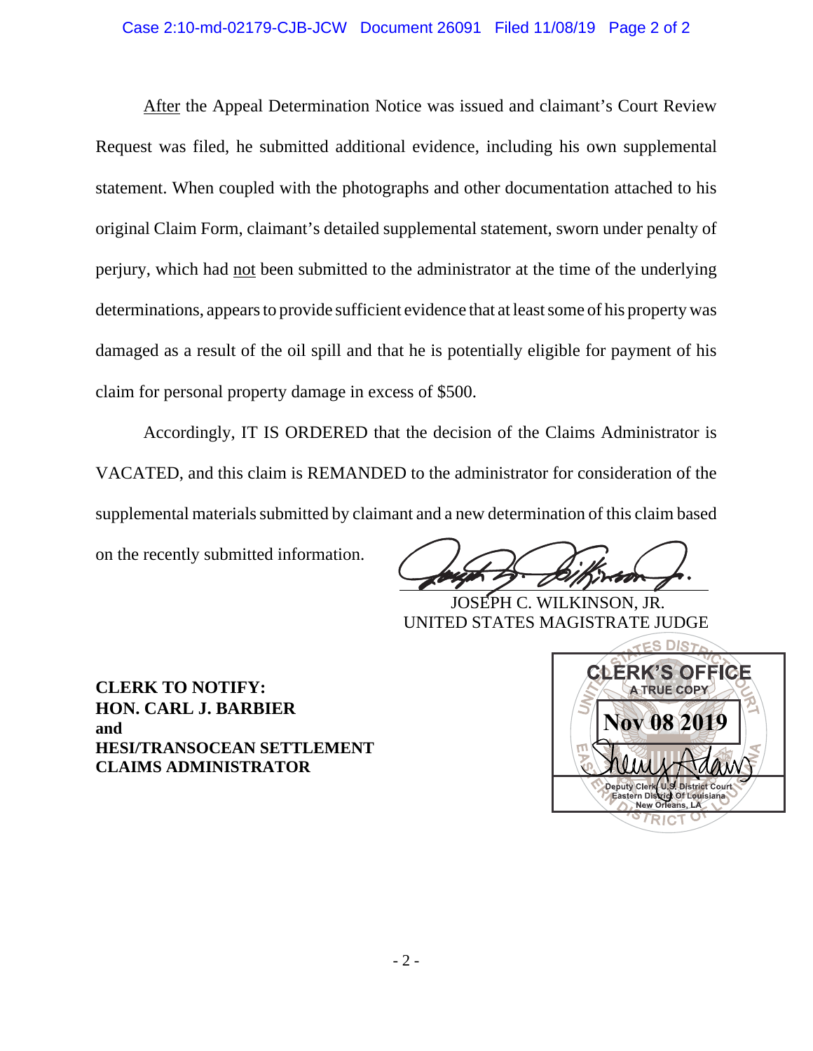After the Appeal Determination Notice was issued and claimant's Court Review Request was filed, he submitted additional evidence, including his own supplemental statement. When coupled with the photographs and other documentation attached to his original Claim Form, claimant's detailed supplemental statement, sworn under penalty of perjury, which had not been submitted to the administrator at the time of the underlying determinations, appears to provide sufficient evidence that at least some of his property was damaged as a result of the oil spill and that he is potentially eligible for payment of his claim for personal property damage in excess of $500.

Accordingly, IT IS ORDERED that the decision of the Claims Administrator is VACATED, and this claim is REMANDED to the administrator for consideration of the supplemental materials submitted by claimant and a new determination of this claim based on the recently submitted information.

JOSEPH C. WILKINSON, JR.
UNITED STATES MAGISTRATE JUDGE

**CLERK TO NOTIFY:**
**HON. CARL J. BARBIER**
**and**
**HESI/TRANSOCEAN SETTLEMENT CLAIMS ADMINISTRATOR**

CLERK'S OFFICE
A TRUE COPY
Nov 08 2019
Deputy Clerk, U.S. District Court
Eastern District Of Louisiana
New Orleans, LA